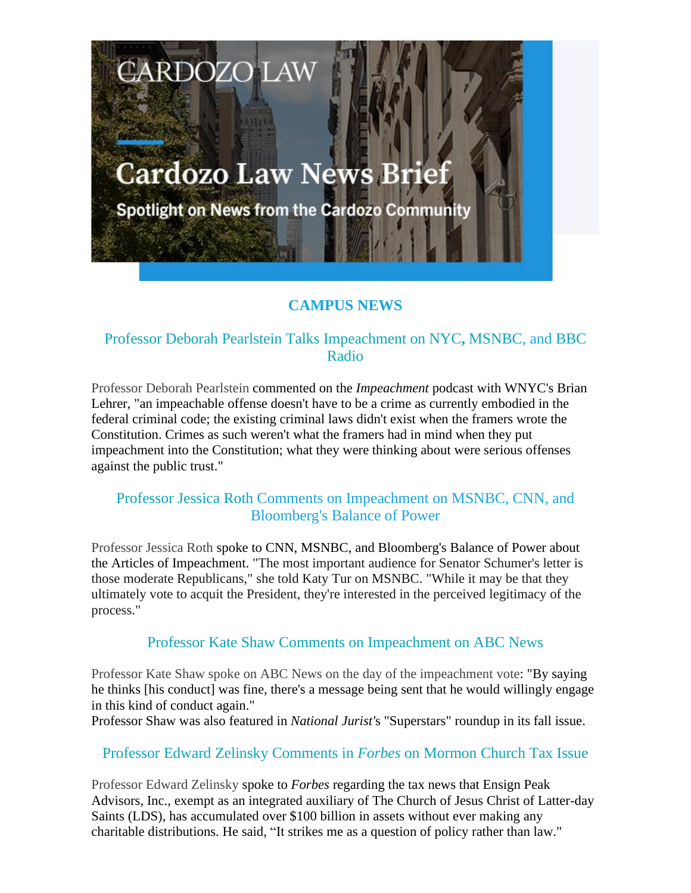# CAMPUS NEWS

## Professor Deborah Pearlstein Talks Impeachment on NYC, MSNBC, and BBC Radio

Professor Deborah Pearlstein commented on the *Impeachment* podcast with WNYC's Brian Lehrer, "an impeachable offense doesn't have to be a crime as currently embodied in the federal criminal code; the existing criminal laws didn't exist when the framers wrote the Constitution. Crimes as such weren't what the framers had in mind when they put impeachment into the Constitution; what they were thinking about were serious offenses against the public trust."

## Professor Jessica Roth Comments on Impeachment on MSNBC, CNN, and Bloomberg's Balance of Power

Professor Jessica Roth spoke to CNN, MSNBC, and Bloomberg's Balance of Power about the Articles of Impeachment. "The most important audience for Senator Schumer's letter is those moderate Republicans," she told Katy Tur on MSNBC. "While it may be that they ultimately vote to acquit the President, they're interested in the perceived legitimacy of the process."

## Professor Kate Shaw Comments on Impeachment on ABC News

Professor Kate Shaw spoke on ABC News on the day of the impeachment vote: "By saying he thinks [his conduct] was fine, there's a message being sent that he would willingly engage in this kind of conduct again."
Professor Shaw was also featured in *National Jurist*'s "Superstars" roundup in its fall issue.

## Professor Edward Zelinsky Comments in *Forbes* on Mormon Church Tax Issue

Professor Edward Zelinsky spoke to *Forbes* regarding the tax news that Ensign Peak Advisors, Inc., exempt as an integrated auxiliary of The Church of Jesus Christ of Latter-day Saints (LDS), has accumulated over $100 billion in assets without ever making any charitable distributions. He said, "It strikes me as a question of policy rather than law."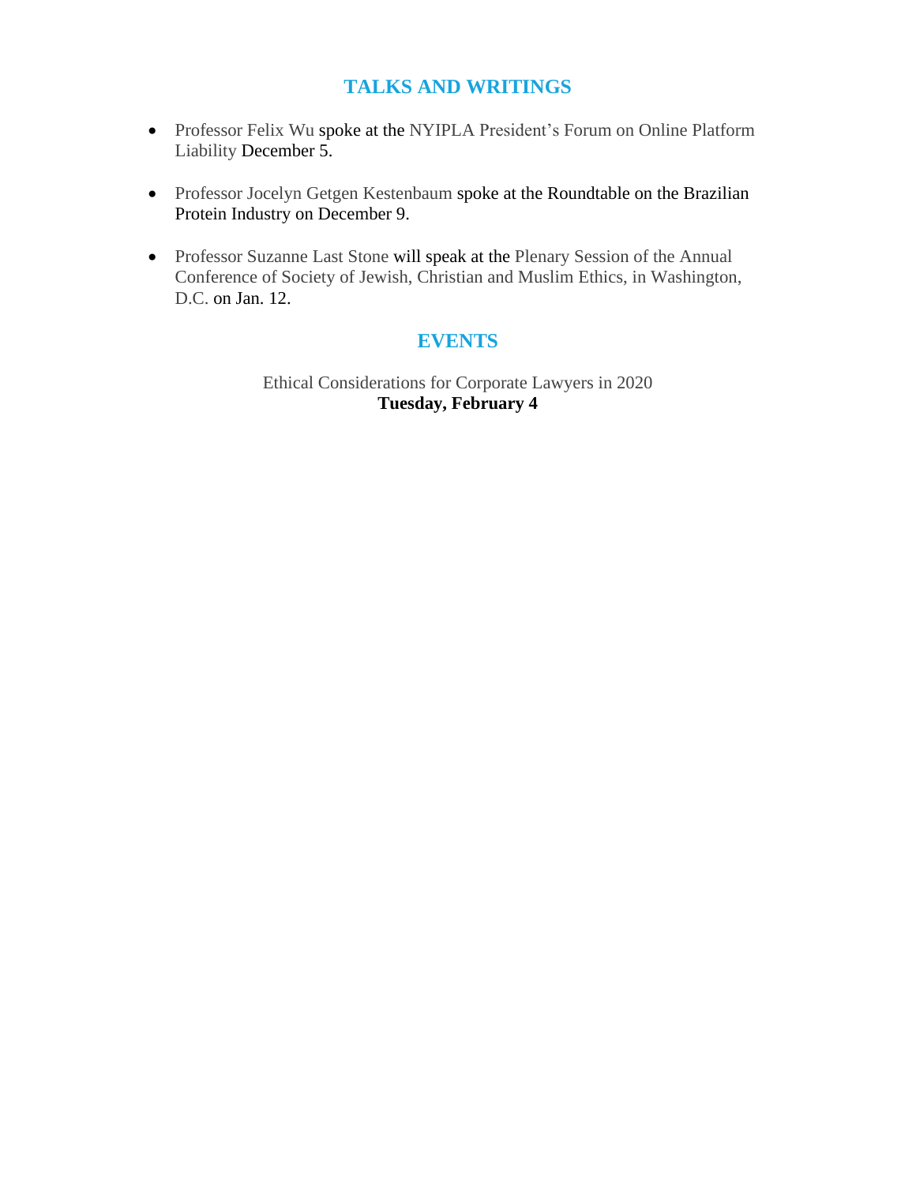## TALKS AND WRITINGS

- Professor Felix Wu spoke at the NYIPLA President's Forum on Online Platform Liability December 5.
- Professor Jocelyn Getgen Kestenbaum spoke at the Roundtable on the Brazilian Protein Industry on December 9.
- Professor Suzanne Last Stone will speak at the Plenary Session of the Annual Conference of Society of Jewish, Christian and Muslim Ethics, in Washington, D.C. on Jan. 12.

## EVENTS

Ethical Considerations for Corporate Lawyers in 2020
**Tuesday, February 4**